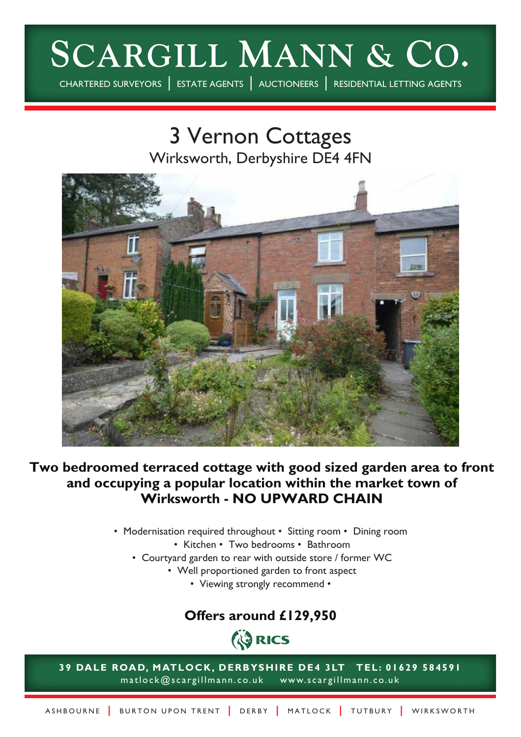# SCARGILL MANN & CO.

CHARTERED SURVEYORS | ESTATE AGENTS | AUCTIONEERS | RESIDENTIAL LETTING AGENTS

## 3 Vernon Cottages

Wirksworth, Derbyshire DE4 4FN

**Two bedroomed terraced cottage with good sized garden area to front and occupying a popular location within the market town of Wirksworth - NO UPWARD CHAIN**

- Modernisation required throughout • Sitting room • Dining room
- Kitchen • Two bedrooms • Bathroom
- Courtyard garden to rear with outside store / former WC
- Well proportioned garden to front aspect
- Viewing strongly recommend •

**Offers around £129,950**

RICS

**39 DALE ROAD, MATLOCK, DERBYSHIRE DE4 3LT TEL: 01629 584591**

matlock@scargillmann.co.uk www.scargillmann.co.uk

ASHBOURNE | BURTON UPON TRENT | DERBY | MATLOCK | TUTBURY | WIRKSWORTH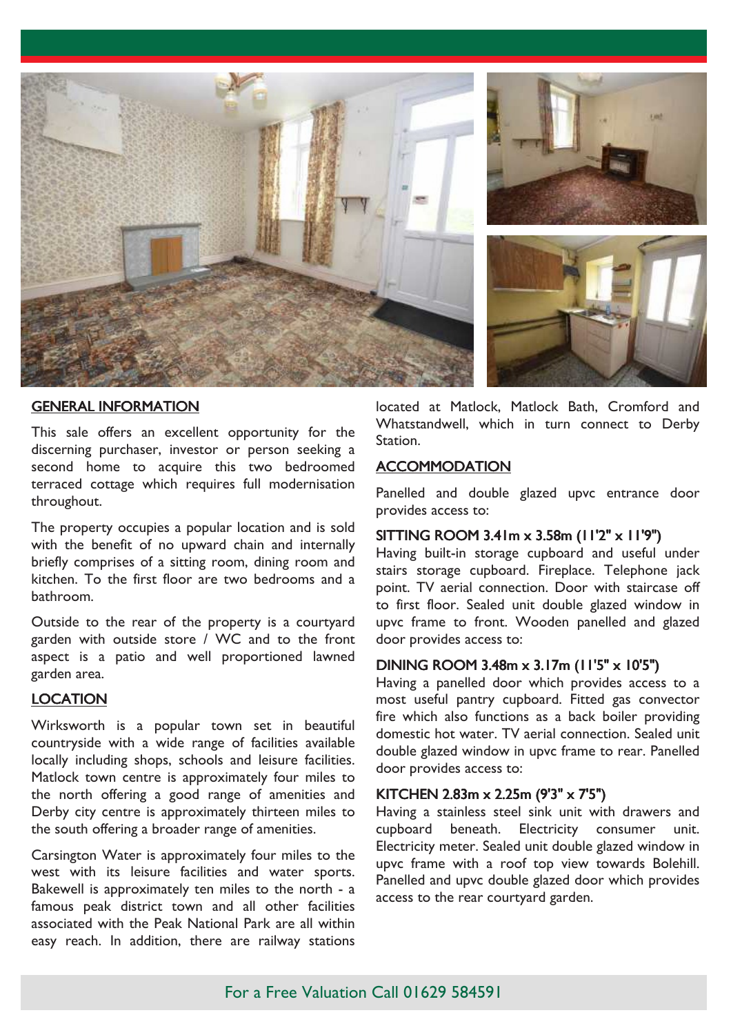## GENERAL INFORMATION

This sale offers an excellent opportunity for the discerning purchaser, investor or person seeking a second home to acquire this two bedroomed terraced cottage which requires full modernisation throughout.

The property occupies a popular location and is sold with the benefit of no upward chain and internally briefly comprises of a sitting room, dining room and kitchen. To the first floor are two bedrooms and a bathroom.

Outside to the rear of the property is a courtyard garden with outside store / WC and to the front aspect is a patio and well proportioned lawned garden area.

## LOCATION

Wirksworth is a popular town set in beautiful countryside with a wide range of facilities available locally including shops, schools and leisure facilities. Matlock town centre is approximately four miles to the north offering a good range of amenities and Derby city centre is approximately thirteen miles to the south offering a broader range of amenities.

Carsington Water is approximately four miles to the west with its leisure facilities and water sports. Bakewell is approximately ten miles to the north - a famous peak district town and all other facilities associated with the Peak National Park are all within easy reach. In addition, there are railway stations located at Matlock, Matlock Bath, Cromford and Whatstandwell, which in turn connect to Derby Station.

## ACCOMMODATION

Panelled and double glazed upvc entrance door provides access to:

### SITTING ROOM 3.41m x 3.58m (11'2" x 11'9")

Having built-in storage cupboard and useful under stairs storage cupboard. Fireplace. Telephone jack point. TV aerial connection. Door with staircase off to first floor. Sealed unit double glazed window in upvc frame to front. Wooden panelled and glazed door provides access to:

### DINING ROOM 3.48m x 3.17m (11'5" x 10'5")

Having a panelled door which provides access to a most useful pantry cupboard. Fitted gas convector fire which also functions as a back boiler providing domestic hot water. TV aerial connection. Sealed unit double glazed window in upvc frame to rear. Panelled door provides access to:

### KITCHEN 2.83m x 2.25m (9'3" x 7'5")

Having a stainless steel sink unit with drawers and cupboard beneath. Electricity consumer unit. Electricity meter. Sealed unit double glazed window in upvc frame with a roof top view towards Bolehill. Panelled and upvc double glazed door which provides access to the rear courtyard garden.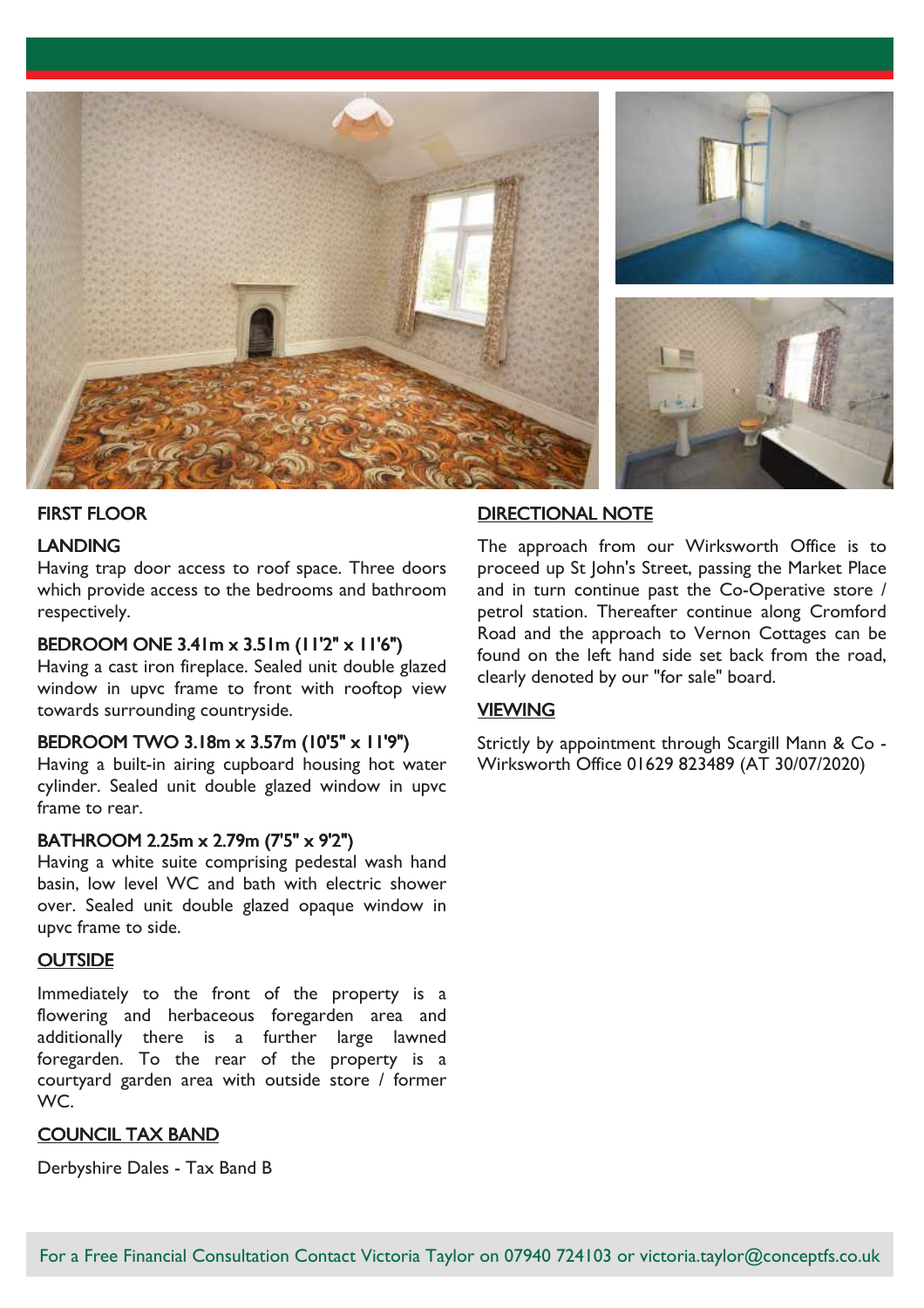## FIRST FLOOR

### LANDING

Having trap door access to roof space. Three doors which provide access to the bedrooms and bathroom respectively.

### BEDROOM ONE 3.41m x 3.51m (11'2" x 11'6")

Having a cast iron fireplace. Sealed unit double glazed window in upvc frame to front with rooftop view towards surrounding countryside.

### BEDROOM TWO 3.18m x 3.57m (10'5" x 11'9")

Having a built-in airing cupboard housing hot water cylinder. Sealed unit double glazed window in upvc frame to rear.

### BATHROOM 2.25m x 2.79m (7'5" x 9'2")

Having a white suite comprising pedestal wash hand basin, low level WC and bath with electric shower over. Sealed unit double glazed opaque window in upvc frame to side.

### OUTSIDE

Immediately to the front of the property is a flowering and herbaceous foregarden area and additionally there is a further large lawned foregarden. To the rear of the property is a courtyard garden area with outside store / former WC.

### COUNCIL TAX BAND

Derbyshire Dales - Tax Band B

### DIRECTIONAL NOTE

The approach from our Wirksworth Office is to proceed up St John's Street, passing the Market Place and in turn continue past the Co-Operative store / petrol station. Thereafter continue along Cromford Road and the approach to Vernon Cottages can be found on the left hand side set back from the road, clearly denoted by our "for sale" board.

### VIEWING

Strictly by appointment through Scargill Mann & Co - Wirksworth Office 01629 823489 (AT 30/07/2020)

For a Free Financial Consultation Contact Victoria Taylor on 07940 724103 or victoria.taylor@conceptfs.co.uk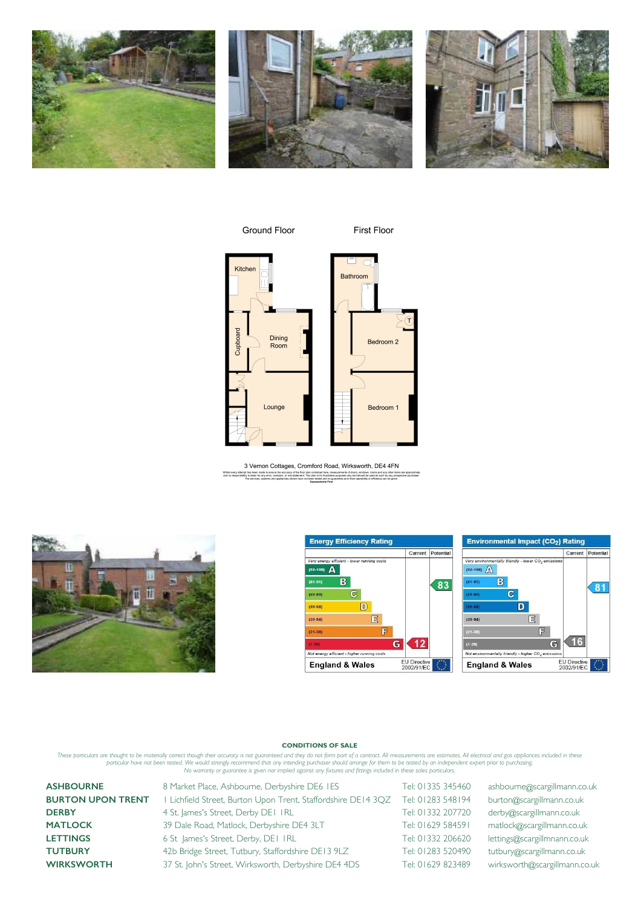Ground Floor

First Floor

Kitchen

Cupboard

Dining Room

Lounge

Bathroom

Bedroom 2

Bedroom 1

3 Vernon Cottages, Cromford Road, Wirksworth, DE4 4FN

Energy Efficiency Rating

Current | Potential

Very energy efficient - lower running costs

(92-100) A

(81-91) B

(69-80) C

(55-68) D

(39-54) E

(21-38) F

(1-20) G

12

83

Not energy efficient - higher running costs

England & Wales

EU Directive 2002/91/EC

Environmental Impact ($CO_2$) Rating

Current | Potential

Very environmentally friendly - lower $CO_2$ emissions

(92-100) A

(81-91) B

(69-80) C

(55-68) D

(39-54) E

(21-38) F

(1-20) G

16

81

Not environmentally friendly - higher $CO_2$ emissions

England & Wales

EU Directive 2002/91/EC

**CONDITIONS OF SALE**

*These particulars are thought to be materially correct though their accuracy is not guaranteed and they do not form part of a contract. All measurements are estimates. All electrical and gas appliances included in these particular have not been tested. We would strongly recommend that any intending purchaser should arrange for them to be tested by an independent expert prior to purchasing. No warranty or guarantee is given nor implied against any fixtures and fittings included in these sales particulars.*

| | | | |
|---|---|---|---|
| **ASHBOURNE** | 8 Market Place, Ashbourne, Derbyshire DE6 1ES | Tel: 01335 345460 | ashbourne@scargillmann.co.uk |
| **BURTON UPON TRENT** | 1 Lichfield Street, Burton Upon Trent, Staffordshire DE14 3QZ | Tel: 01283 548194 | burton@scargillmann.co.uk |
| **DERBY** | 4 St. James's Street, Derby DE1 1RL | Tel: 01332 207720 | derby@scargillmann.co.uk |
| **MATLOCK** | 39 Dale Road, Matlock, Derbyshire DE4 3LT | Tel: 01629 584591 | matlock@scargillmann.co.uk |
| **LETTINGS** | 6 St James's Street, Derby, DE1 1RL | Tel: 01332 206620 | lettings@scargillmnann.co.uk |
| **TUTBURY** | 42b Bridge Street, Tutbury, Staffordshire DE13 9LZ | Tel: 01283 520490 | tutbury@scargillmann.co.uk |
| **WIRKSWORTH** | 37 St. John's Street, Wirksworth, Derbyshire DE4 4DS | Tel: 01629 823489 | wirksworth@scargillmann.co.uk |